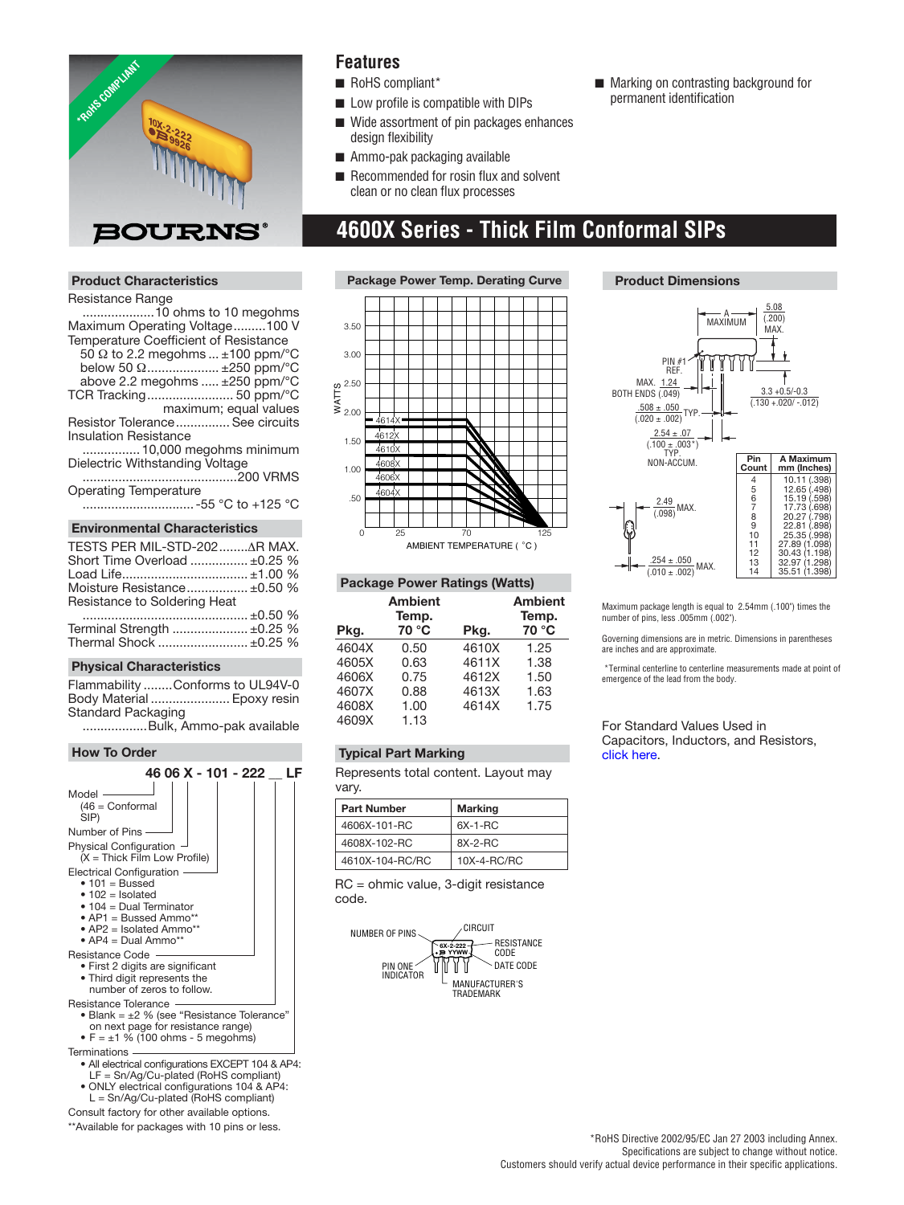BOURNS®

*RoHS COMPLIANT

## Features

- RoHS compliant*
- Low profile is compatible with DIPs
- Wide assortment of pin packages enhances design flexibility
- Ammo-pak packaging available
- Recommended for rosin flux and solvent clean or no clean flux processes
- Marking on contrasting background for permanent identification

# 4600X Series - Thick Film Conformal SIPs

### Product Characteristics

Resistance Range
....................10 ohms to 10 megohms
Maximum Operating Voltage.........100 V
Temperature Coefficient of Resistance
50 Ω to 2.2 megohms ... ±100 ppm/°C
below 50 Ω.................... ±250 ppm/°C
above 2.2 megohms ..... ±250 ppm/°C
TCR Tracking........................ 50 ppm/°C
maximum; equal values
Resistor Tolerance............... See circuits
Insulation Resistance
................ 10,000 megohms minimum
Dielectric Withstanding Voltage
...........................................200 VRMS
Operating Temperature
............................... -55 °C to +125 °C

### Environmental Characteristics

TESTS PER MIL-STD-202........ΔR MAX.
Short Time Overload ................ ±0.25 %
Load Life................................... ±1.00 %
Moisture Resistance................. ±0.50 %
Resistance to Soldering Heat
............................................... ±0.50 %
Terminal Strength ..................... ±0.25 %
Thermal Shock ......................... ±0.25 %

### Physical Characteristics

Flammability ........Conforms to UL94V-0
Body Material ...................... Epoxy resin
Standard Packaging
..................Bulk, Ammo-pak available

### How To Order

**46 06 X - 101 - 222 __ LF**

- Model
  - (46 = Conformal SIP)
- Number of Pins
- Physical Configuration
  - (X = Thick Film Low Profile)
- Electrical Configuration
  - 101 = Bussed
  - 102 = Isolated
  - 104 = Dual Terminator
  - AP1 = Bussed Ammo**
  - AP2 = Isolated Ammo**
  - AP4 = Dual Ammo**
- Resistance Code
  - First 2 digits are significant
  - Third digit represents the number of zeros to follow.
- Resistance Tolerance
  - Blank = ±2 % (see "Resistance Tolerance" on next page for resistance range)
  - F = ±1 % (100 ohms - 5 megohms)
- Terminations
  - All electrical configurations EXCEPT 104 & AP4: LF = Sn/Ag/Cu-plated (RoHS compliant)
  - ONLY electrical configurations 104 & AP4: L = Sn/Ag/Cu-plated (RoHS compliant)

Consult factory for other available options.

**Available for packages with 10 pins or less.

### Package Power Temp. Derating Curve

WATTS (0 to 3.50) vs. AMBIENT TEMPERATURE ( °C ) (0, 25, 70, 125); curves for 4614X, 4612X, 4610X, 4608X, 4606X, 4604X.

### Package Power Ratings (Watts)

| Pkg. | Ambient Temp. 70 °C | Pkg. | Ambient Temp. 70 °C |
|---|---|---|---|
| 4604X | 0.50 | 4610X | 1.25 |
| 4605X | 0.63 | 4611X | 1.38 |
| 4606X | 0.75 | 4612X | 1.50 |
| 4607X | 0.88 | 4613X | 1.63 |
| 4608X | 1.00 | 4614X | 1.75 |
| 4609X | 1.13 | | |

### Typical Part Marking

Represents total content. Layout may vary.

| Part Number | Marking |
|---|---|
| 4606X-101-RC | 6X-1-RC |
| 4608X-102-RC | 8X-2-RC |
| 4610X-104-RC/RC | 10X-4-RC/RC |

RC = ohmic value, 3-digit resistance code.

NUMBER OF PINS, CIRCUIT, RESISTANCE CODE, DATE CODE, PIN ONE INDICATOR, MANUFACTURER'S TRADEMARK (6X-2-222, YYWW)

### Product Dimensions

A MAXIMUM; 5.08 (.200) MAX.; PIN #1 REF.; MAX. 1.24 BOTH ENDS (.049); 3.3 +0.5/-0.3 (.130 +.020/-.012); .508 ± .050 (.020 ± .002) TYP.; 2.54 ± .07 (.100 ± .003*) TYP. NON-ACCUM.; 2.49 (.098) MAX.; .254 ± .050 (.010 ± .002) MAX.

| Pin Count | A Maximum mm (Inches) |
|---|---|
| 4 | 10.11 (.398) |
| 5 | 12.65 (.498) |
| 6 | 15.19 (.598) |
| 7 | 17.73 (.698) |
| 8 | 20.27 (.798) |
| 9 | 22.81 (.898) |
| 10 | 25.35 (.998) |
| 11 | 27.89 (1.098) |
| 12 | 30.43 (1.198) |
| 13 | 32.97 (1.298) |
| 14 | 35.51 (1.398) |

Maximum package length is equal to 2.54mm (.100") times the number of pins, less .005mm (.002").

Governing dimensions are in metric. Dimensions in parentheses are inches and are approximate.

*Terminal centerline to centerline measurements made at point of emergence of the lead from the body.

For Standard Values Used in Capacitors, Inductors, and Resistors, click here.

*RoHS Directive 2002/95/EC Jan 27 2003 including Annex.
Specifications are subject to change without notice.
Customers should verify actual device performance in their specific applications.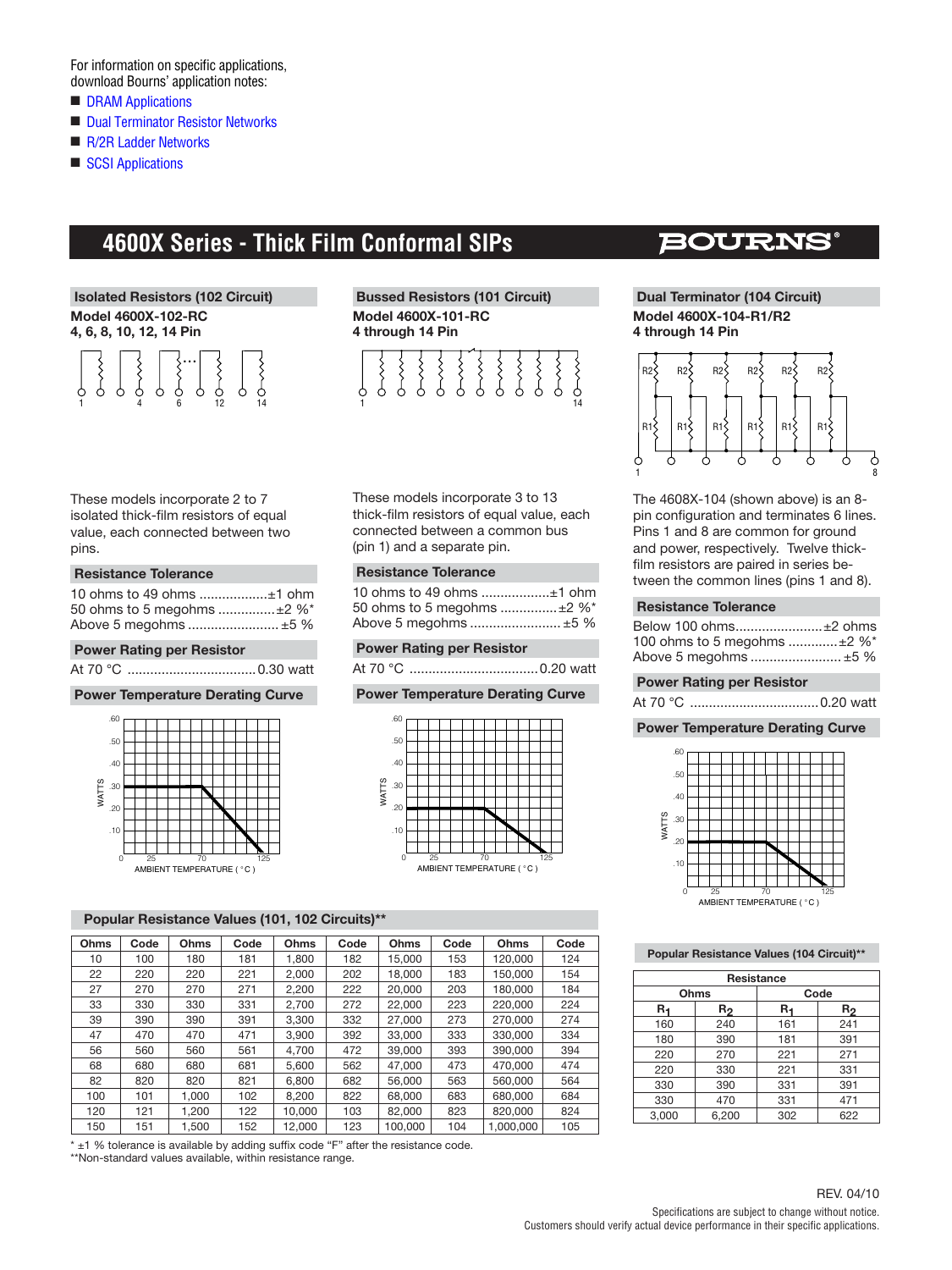For information on specific applications, download Bourns' application notes:

- DRAM Applications
- Dual Terminator Resistor Networks
- R/2R Ladder Networks
- SCSI Applications

# 4600X Series - Thick Film Conformal SIPs

BOURNS®

## Isolated Resistors (102 Circuit)

**Model 4600X-102-RC**
**4, 6, 8, 10, 12, 14 Pin**

1 4 6 12 14

These models incorporate 2 to 7 isolated thick-film resistors of equal value, each connected between two pins.

### Resistance Tolerance

10 ohms to 49 ohms ..................±1 ohm
50 ohms to 5 megohms ...............±2 %*
Above 5 megohms ........................±5 %

### Power Rating per Resistor

At 70 °C ..................................0.30 watt

### Power Temperature Derating Curve

.60
.50
.40
.30
.20
.10
0
WATTS
25 70 125
AMBIENT TEMPERATURE ( °C )

## Bussed Resistors (101 Circuit)

**Model 4600X-101-RC**
**4 through 14 Pin**

1 14

These models incorporate 3 to 13 thick-film resistors of equal value, each connected between a common bus (pin 1) and a separate pin.

### Resistance Tolerance

10 ohms to 49 ohms ..................±1 ohm
50 ohms to 5 megohms ...............±2 %*
Above 5 megohms ........................±5 %

### Power Rating per Resistor

At 70 °C ..................................0.20 watt

### Power Temperature Derating Curve

.60
.50
.40
.30
.20
.10
0
WATTS
25 70 125
AMBIENT TEMPERATURE ( °C )

## Dual Terminator (104 Circuit)

**Model 4600X-104-R1/R2**
**4 through 14 Pin**

R2 R2 R2 R2 R2 R2
R1 R1 R1 R1 R1 R1
1 8

The 4608X-104 (shown above) is an 8-pin configuration and terminates 6 lines. Pins 1 and 8 are common for ground and power, respectively. Twelve thick-film resistors are paired in series between the common lines (pins 1 and 8).

### Resistance Tolerance

Below 100 ohms.......................±2 ohms
100 ohms to 5 megohms .............±2 %*
Above 5 megohms ........................±5 %

### Power Rating per Resistor

At 70 °C ..................................0.20 watt

### Power Temperature Derating Curve

.60
.50
.40
.30
.20
.10
0
WATTS
25 70 125
AMBIENT TEMPERATURE ( °C )

## Popular Resistance Values (101, 102 Circuits)**

| Ohms | Code | Ohms | Code | Ohms | Code | Ohms | Code | Ohms | Code |
|---|---|---|---|---|---|---|---|---|---|
| 10 | 100 | 180 | 181 | 1,800 | 182 | 15,000 | 153 | 120,000 | 124 |
| 22 | 220 | 220 | 221 | 2,000 | 202 | 18,000 | 183 | 150,000 | 154 |
| 27 | 270 | 270 | 271 | 2,200 | 222 | 20,000 | 203 | 180,000 | 184 |
| 33 | 330 | 330 | 331 | 2,700 | 272 | 22,000 | 223 | 220,000 | 224 |
| 39 | 390 | 390 | 391 | 3,300 | 332 | 27,000 | 273 | 270,000 | 274 |
| 47 | 470 | 470 | 471 | 3,900 | 392 | 33,000 | 333 | 330,000 | 334 |
| 56 | 560 | 560 | 561 | 4,700 | 472 | 39,000 | 393 | 390,000 | 394 |
| 68 | 680 | 680 | 681 | 5,600 | 562 | 47,000 | 473 | 470,000 | 474 |
| 82 | 820 | 820 | 821 | 6,800 | 682 | 56,000 | 563 | 560,000 | 564 |
| 100 | 101 | 1,000 | 102 | 8,200 | 822 | 68,000 | 683 | 680,000 | 684 |
| 120 | 121 | 1,200 | 122 | 10,000 | 103 | 82,000 | 823 | 820,000 | 824 |
| 150 | 151 | 1,500 | 152 | 12,000 | 123 | 100,000 | 104 | 1,000,000 | 105 |

## Popular Resistance Values (104 Circuit)**

| Resistance | | | |
|---|---|---|---|
| Ohms | | Code | |
| $R_1$ | $R_2$ | $R_1$ | $R_2$ |
| 160 | 240 | 161 | 241 |
| 180 | 390 | 181 | 391 |
| 220 | 270 | 221 | 271 |
| 220 | 330 | 221 | 331 |
| 330 | 390 | 331 | 391 |
| 330 | 470 | 331 | 471 |
| 3,000 | 6,200 | 302 | 622 |

\* ±1 % tolerance is available by adding suffix code "F" after the resistance code.
**Non-standard values available, within resistance range.

REV. 04/10

Specifications are subject to change without notice.
Customers should verify actual device performance in their specific applications.